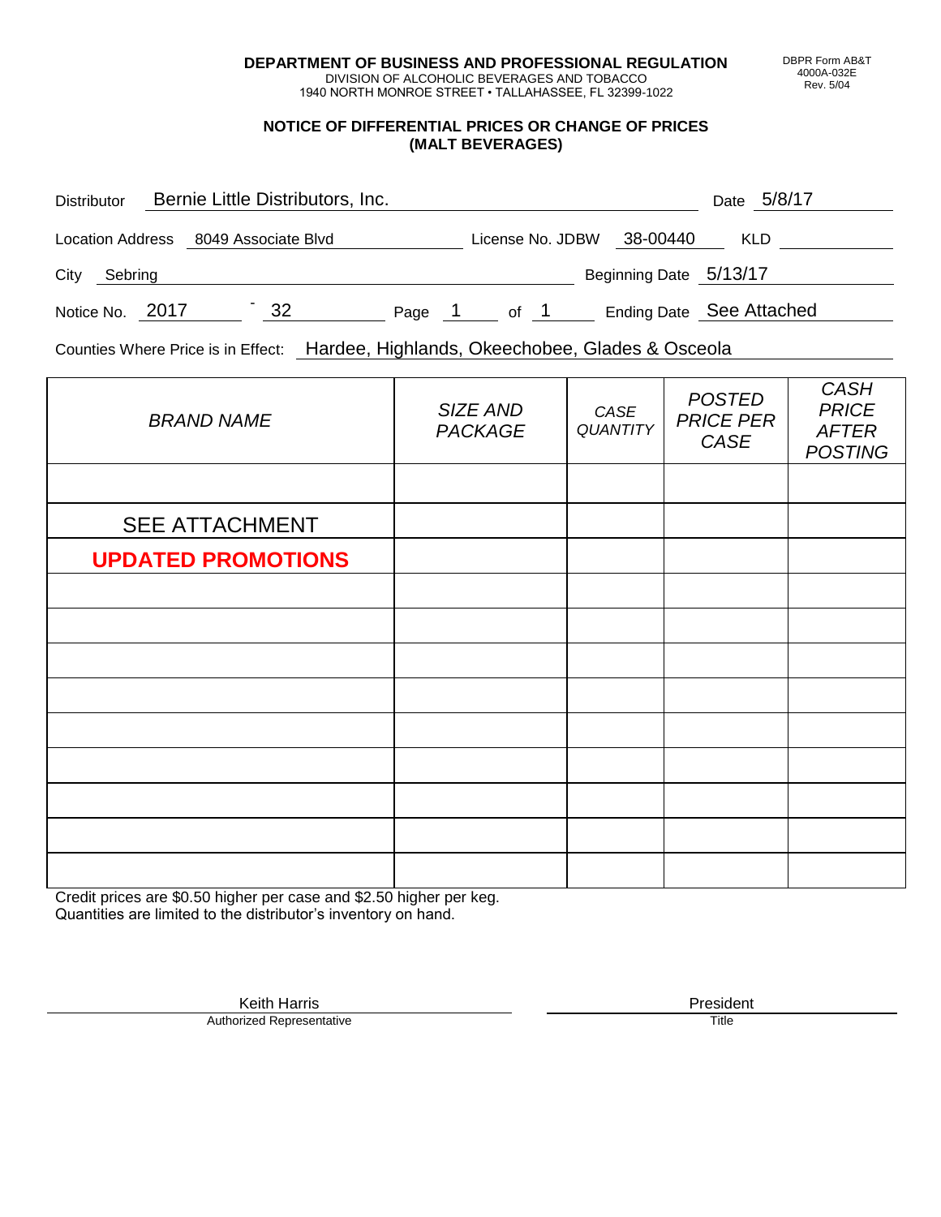**DEPARTMENT OF BUSINESS AND PROFESSIONAL REGULATION**
DIVISION OF ALCOHOLIC BEVERAGES AND TOBACCO
1940 NORTH MONROE STREET • TALLAHASSEE, FL 32399-1022

DBPR Form AB&T
4000A-032E
Rev. 5/04

## NOTICE OF DIFFERENTIAL PRICES OR CHANGE OF PRICES (MALT BEVERAGES)

Distributor: Bernie Little Distributors, Inc. Date: 5/8/17

Location Address: 8049 Associate Blvd License No. JDBW 38-00440 KLD

City: Sebring Beginning Date: 5/13/17

Notice No. 2017 - 32 Page 1 of 1 Ending Date: See Attached

Counties Where Price is in Effect: Hardee, Highlands, Okeechobee, Glades & Osceola

| *BRAND NAME* | *SIZE AND PACKAGE* | *CASE QUANTITY* | *POSTED PRICE PER CASE* | *CASH PRICE AFTER POSTING* |
|---|---|---|---|---|
| | | | | |
| SEE ATTACHMENT | | | | |
| **UPDATED PROMOTIONS** | | | | |
| | | | | |
| | | | | |
| | | | | |
| | | | | |
| | | | | |
| | | | | |
| | | | | |
| | | | | |
| | | | | |

Credit prices are $0.50 higher per case and $2.50 higher per keg.
Quantities are limited to the distributor's inventory on hand.

Keith Harris
Authorized Representative

President
Title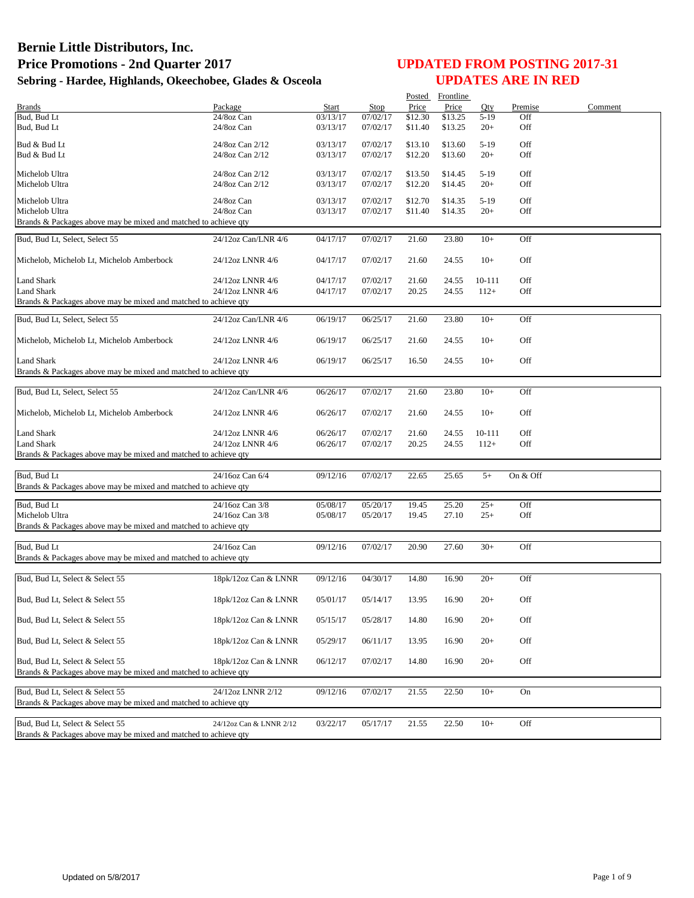# Bernie Little Distributors, Inc.

## Price Promotions - 2nd Quarter 2017

### Sebring - Hardee, Highlands, Okeechobee, Glades & Osceola

## UPDATED FROM POSTING 2017-31

## UPDATES ARE IN RED

| Brands | Package | Start | Stop | Posted Price | Frontline Price | Qty | Premise | Comment |
|---|---|---|---|---|---|---|---|---|
| Bud, Bud Lt | 24/8oz Can | 03/13/17 | 07/02/17 | $12.30 | $13.25 | 5-19 | Off | |
| Bud, Bud Lt | 24/8oz Can | 03/13/17 | 07/02/17 | $11.40 | $13.25 | 20+ | Off | |
| Bud & Bud Lt | 24/8oz Can 2/12 | 03/13/17 | 07/02/17 | $13.10 | $13.60 | 5-19 | Off | |
| Bud & Bud Lt | 24/8oz Can 2/12 | 03/13/17 | 07/02/17 | $12.20 | $13.60 | 20+ | Off | |
| Michelob Ultra | 24/8oz Can 2/12 | 03/13/17 | 07/02/17 | $13.50 | $14.45 | 5-19 | Off | |
| Michelob Ultra | 24/8oz Can 2/12 | 03/13/17 | 07/02/17 | $12.20 | $14.45 | 20+ | Off | |
| Michelob Ultra | 24/8oz Can | 03/13/17 | 07/02/17 | $12.70 | $14.35 | 5-19 | Off | |
| Michelob Ultra | 24/8oz Can | 03/13/17 | 07/02/17 | $11.40 | $14.35 | 20+ | Off | |
| Brands & Packages above may be mixed and matched to achieve qty | | | | | | | | |
| Bud, Bud Lt, Select, Select 55 | 24/12oz Can/LNR 4/6 | 04/17/17 | 07/02/17 | 21.60 | 23.80 | 10+ | Off | |
| Michelob, Michelob Lt, Michelob Amberbock | 24/12oz LNNR 4/6 | 04/17/17 | 07/02/17 | 21.60 | 24.55 | 10+ | Off | |
| Land Shark | 24/12oz LNNR 4/6 | 04/17/17 | 07/02/17 | 21.60 | 24.55 | 10-111 | Off | |
| Land Shark | 24/12oz LNNR 4/6 | 04/17/17 | 07/02/17 | 20.25 | 24.55 | 112+ | Off | |
| Brands & Packages above may be mixed and matched to achieve qty | | | | | | | | |
| Bud, Bud Lt, Select, Select 55 | 24/12oz Can/LNR 4/6 | 06/19/17 | 06/25/17 | 21.60 | 23.80 | 10+ | Off | |
| Michelob, Michelob Lt, Michelob Amberbock | 24/12oz LNNR 4/6 | 06/19/17 | 06/25/17 | 21.60 | 24.55 | 10+ | Off | |
| Land Shark | 24/12oz LNNR 4/6 | 06/19/17 | 06/25/17 | 16.50 | 24.55 | 10+ | Off | |
| Brands & Packages above may be mixed and matched to achieve qty | | | | | | | | |
| Bud, Bud Lt, Select, Select 55 | 24/12oz Can/LNR 4/6 | 06/26/17 | 07/02/17 | 21.60 | 23.80 | 10+ | Off | |
| Michelob, Michelob Lt, Michelob Amberbock | 24/12oz LNNR 4/6 | 06/26/17 | 07/02/17 | 21.60 | 24.55 | 10+ | Off | |
| Land Shark | 24/12oz LNNR 4/6 | 06/26/17 | 07/02/17 | 21.60 | 24.55 | 10-111 | Off | |
| Land Shark | 24/12oz LNNR 4/6 | 06/26/17 | 07/02/17 | 20.25 | 24.55 | 112+ | Off | |
| Brands & Packages above may be mixed and matched to achieve qty | | | | | | | | |
| Bud, Bud Lt | 24/16oz Can 6/4 | 09/12/16 | 07/02/17 | 22.65 | 25.65 | 5+ | On & Off | |
| Brands & Packages above may be mixed and matched to achieve qty | | | | | | | | |
| Bud, Bud Lt | 24/16oz Can 3/8 | 05/08/17 | 05/20/17 | 19.45 | 25.20 | 25+ | Off | |
| Michelob Ultra | 24/16oz Can 3/8 | 05/08/17 | 05/20/17 | 19.45 | 27.10 | 25+ | Off | |
| Brands & Packages above may be mixed and matched to achieve qty | | | | | | | | |
| Bud, Bud Lt | 24/16oz Can | 09/12/16 | 07/02/17 | 20.90 | 27.60 | 30+ | Off | |
| Brands & Packages above may be mixed and matched to achieve qty | | | | | | | | |
| Bud, Bud Lt, Select & Select 55 | 18pk/12oz Can & LNNR | 09/12/16 | 04/30/17 | 14.80 | 16.90 | 20+ | Off | |
| Bud, Bud Lt, Select & Select 55 | 18pk/12oz Can & LNNR | 05/01/17 | 05/14/17 | 13.95 | 16.90 | 20+ | Off | |
| Bud, Bud Lt, Select & Select 55 | 18pk/12oz Can & LNNR | 05/15/17 | 05/28/17 | 14.80 | 16.90 | 20+ | Off | |
| Bud, Bud Lt, Select & Select 55 | 18pk/12oz Can & LNNR | 05/29/17 | 06/11/17 | 13.95 | 16.90 | 20+ | Off | |
| Bud, Bud Lt, Select & Select 55 | 18pk/12oz Can & LNNR | 06/12/17 | 07/02/17 | 14.80 | 16.90 | 20+ | Off | |
| Brands & Packages above may be mixed and matched to achieve qty | | | | | | | | |
| Bud, Bud Lt, Select & Select 55 | 24/12oz LNNR 2/12 | 09/12/16 | 07/02/17 | 21.55 | 22.50 | 10+ | On | |
| Brands & Packages above may be mixed and matched to achieve qty | | | | | | | | |
| Bud, Bud Lt, Select & Select 55 | 24/12oz Can & LNNR 2/12 | 03/22/17 | 05/17/17 | 21.55 | 22.50 | 10+ | Off | |
| Brands & Packages above may be mixed and matched to achieve qty | | | | | | | | |

Updated on 5/8/2017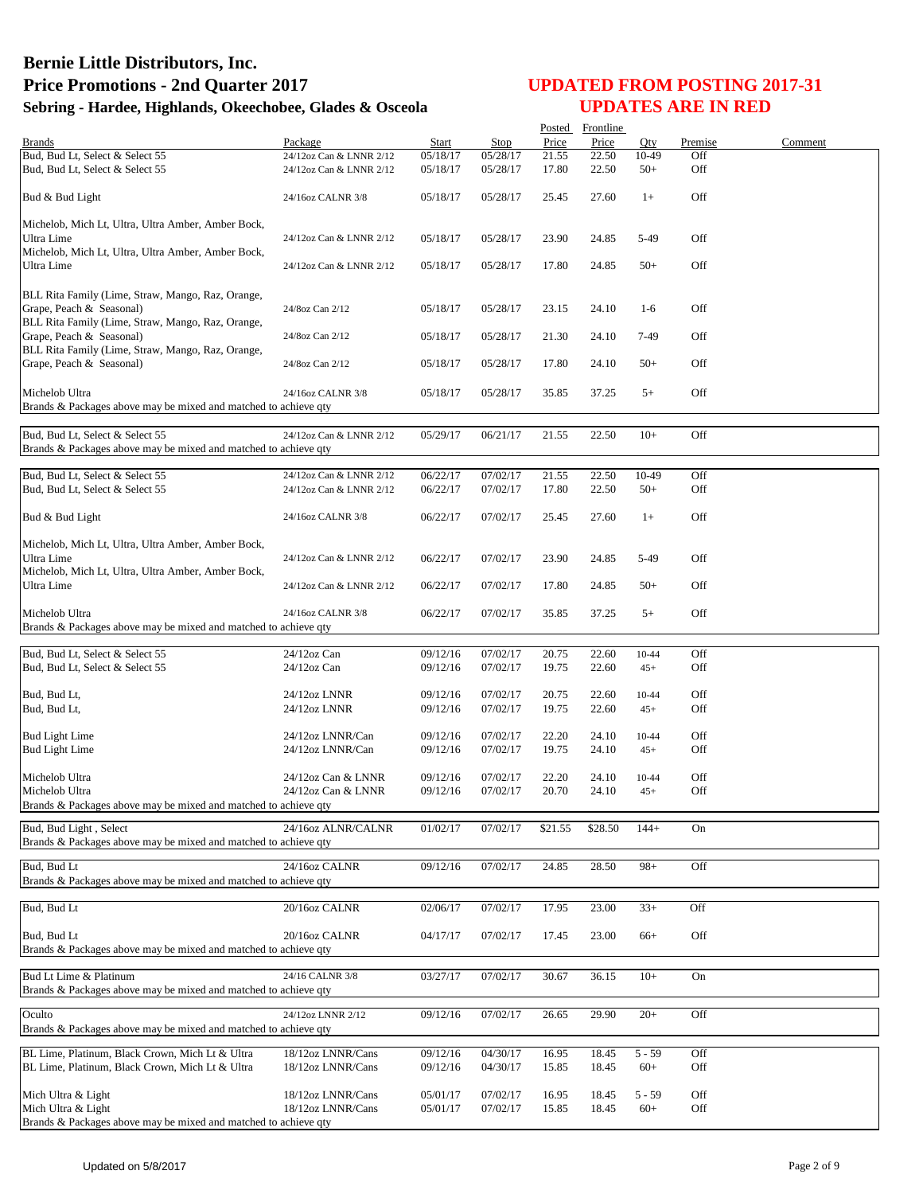# Bernie Little Distributors, Inc.

## Price Promotions - 2nd Quarter 2017

### Sebring - Hardee, Highlands, Okeechobee, Glades & Osceola

**UPDATED FROM POSTING 2017-31**
**UPDATES ARE IN RED**

| Brands | Package | Start | Stop | Posted Price | Frontline Price | Qty | Premise | Comment |
|---|---|---|---|---|---|---|---|---|
| Bud, Bud Lt, Select & Select 55 | 24/12oz Can & LNNR 2/12 | 05/18/17 | 05/28/17 | 21.55 | 22.50 | 10-49 | Off | |
| Bud, Bud Lt, Select & Select 55 | 24/12oz Can & LNNR 2/12 | 05/18/17 | 05/28/17 | 17.80 | 22.50 | 50+ | Off | |
| Bud & Bud Light | 24/16oz CALNR 3/8 | 05/18/17 | 05/28/17 | 25.45 | 27.60 | 1+ | Off | |
| Michelob, Mich Lt, Ultra, Ultra Amber, Amber Bock, Ultra Lime | 24/12oz Can & LNNR 2/12 | 05/18/17 | 05/28/17 | 23.90 | 24.85 | 5-49 | Off | |
| Michelob, Mich Lt, Ultra, Ultra Amber, Amber Bock, Ultra Lime | 24/12oz Can & LNNR 2/12 | 05/18/17 | 05/28/17 | 17.80 | 24.85 | 50+ | Off | |
| BLL Rita Family (Lime, Straw, Mango, Raz, Orange, Grape, Peach & Seasonal) | 24/8oz Can 2/12 | 05/18/17 | 05/28/17 | 23.15 | 24.10 | 1-6 | Off | |
| BLL Rita Family (Lime, Straw, Mango, Raz, Orange, Grape, Peach & Seasonal) | 24/8oz Can 2/12 | 05/18/17 | 05/28/17 | 21.30 | 24.10 | 7-49 | Off | |
| BLL Rita Family (Lime, Straw, Mango, Raz, Orange, Grape, Peach & Seasonal) | 24/8oz Can 2/12 | 05/18/17 | 05/28/17 | 17.80 | 24.10 | 50+ | Off | |
| Michelob Ultra | 24/16oz CALNR 3/8 | 05/18/17 | 05/28/17 | 35.85 | 37.25 | 5+ | Off | |
| Brands & Packages above may be mixed and matched to achieve qty | | | | | | | | |
| Bud, Bud Lt, Select & Select 55 | 24/12oz Can & LNNR 2/12 | 05/29/17 | 06/21/17 | 21.55 | 22.50 | 10+ | Off | |
| Brands & Packages above may be mixed and matched to achieve qty | | | | | | | | |
| Bud, Bud Lt, Select & Select 55 | 24/12oz Can & LNNR 2/12 | 06/22/17 | 07/02/17 | 21.55 | 22.50 | 10-49 | Off | |
| Bud, Bud Lt, Select & Select 55 | 24/12oz Can & LNNR 2/12 | 06/22/17 | 07/02/17 | 17.80 | 22.50 | 50+ | Off | |
| Bud & Bud Light | 24/16oz CALNR 3/8 | 06/22/17 | 07/02/17 | 25.45 | 27.60 | 1+ | Off | |
| Michelob, Mich Lt, Ultra, Ultra Amber, Amber Bock, Ultra Lime | 24/12oz Can & LNNR 2/12 | 06/22/17 | 07/02/17 | 23.90 | 24.85 | 5-49 | Off | |
| Michelob, Mich Lt, Ultra, Ultra Amber, Amber Bock, Ultra Lime | 24/12oz Can & LNNR 2/12 | 06/22/17 | 07/02/17 | 17.80 | 24.85 | 50+ | Off | |
| Michelob Ultra | 24/16oz CALNR 3/8 | 06/22/17 | 07/02/17 | 35.85 | 37.25 | 5+ | Off | |
| Brands & Packages above may be mixed and matched to achieve qty | | | | | | | | |
| Bud, Bud Lt, Select & Select 55 | 24/12oz Can | 09/12/16 | 07/02/17 | 20.75 | 22.60 | 10-44 | Off | |
| Bud, Bud Lt, Select & Select 55 | 24/12oz Can | 09/12/16 | 07/02/17 | 19.75 | 22.60 | 45+ | Off | |
| Bud, Bud Lt, | 24/12oz LNNR | 09/12/16 | 07/02/17 | 20.75 | 22.60 | 10-44 | Off | |
| Bud, Bud Lt, | 24/12oz LNNR | 09/12/16 | 07/02/17 | 19.75 | 22.60 | 45+ | Off | |
| Bud Light Lime | 24/12oz LNNR/Can | 09/12/16 | 07/02/17 | 22.20 | 24.10 | 10-44 | Off | |
| Bud Light Lime | 24/12oz LNNR/Can | 09/12/16 | 07/02/17 | 19.75 | 24.10 | 45+ | Off | |
| Michelob Ultra | 24/12oz Can & LNNR | 09/12/16 | 07/02/17 | 22.20 | 24.10 | 10-44 | Off | |
| Michelob Ultra | 24/12oz Can & LNNR | 09/12/16 | 07/02/17 | 20.70 | 24.10 | 45+ | Off | |
| Brands & Packages above may be mixed and matched to achieve qty | | | | | | | | |
| Bud, Bud Light , Select | 24/16oz ALNR/CALNR | 01/02/17 | 07/02/17 | $21.55 | $28.50 | 144+ | On | |
| Brands & Packages above may be mixed and matched to achieve qty | | | | | | | | |
| Bud, Bud Lt | 24/16oz CALNR | 09/12/16 | 07/02/17 | 24.85 | 28.50 | 98+ | Off | |
| Brands & Packages above may be mixed and matched to achieve qty | | | | | | | | |
| Bud, Bud Lt | 20/16oz CALNR | 02/06/17 | 07/02/17 | 17.95 | 23.00 | 33+ | Off | |
| Bud, Bud Lt | 20/16oz CALNR | 04/17/17 | 07/02/17 | 17.45 | 23.00 | 66+ | Off | |
| Brands & Packages above may be mixed and matched to achieve qty | | | | | | | | |
| Bud Lt Lime & Platinum | 24/16 CALNR 3/8 | 03/27/17 | 07/02/17 | 30.67 | 36.15 | 10+ | On | |
| Brands & Packages above may be mixed and matched to achieve qty | | | | | | | | |
| Oculto | 24/12oz LNNR 2/12 | 09/12/16 | 07/02/17 | 26.65 | 29.90 | 20+ | Off | |
| Brands & Packages above may be mixed and matched to achieve qty | | | | | | | | |
| BL Lime, Platinum, Black Crown, Mich Lt & Ultra | 18/12oz LNNR/Cans | 09/12/16 | 04/30/17 | 16.95 | 18.45 | 5 - 59 | Off | |
| BL Lime, Platinum, Black Crown, Mich Lt & Ultra | 18/12oz LNNR/Cans | 09/12/16 | 04/30/17 | 15.85 | 18.45 | 60+ | Off | |
| Mich Ultra & Light | 18/12oz LNNR/Cans | 05/01/17 | 07/02/17 | 16.95 | 18.45 | 5 - 59 | Off | |
| Mich Ultra & Light | 18/12oz LNNR/Cans | 05/01/17 | 07/02/17 | 15.85 | 18.45 | 60+ | Off | |
| Brands & Packages above may be mixed and matched to achieve qty | | | | | | | | |

Updated on 5/8/2017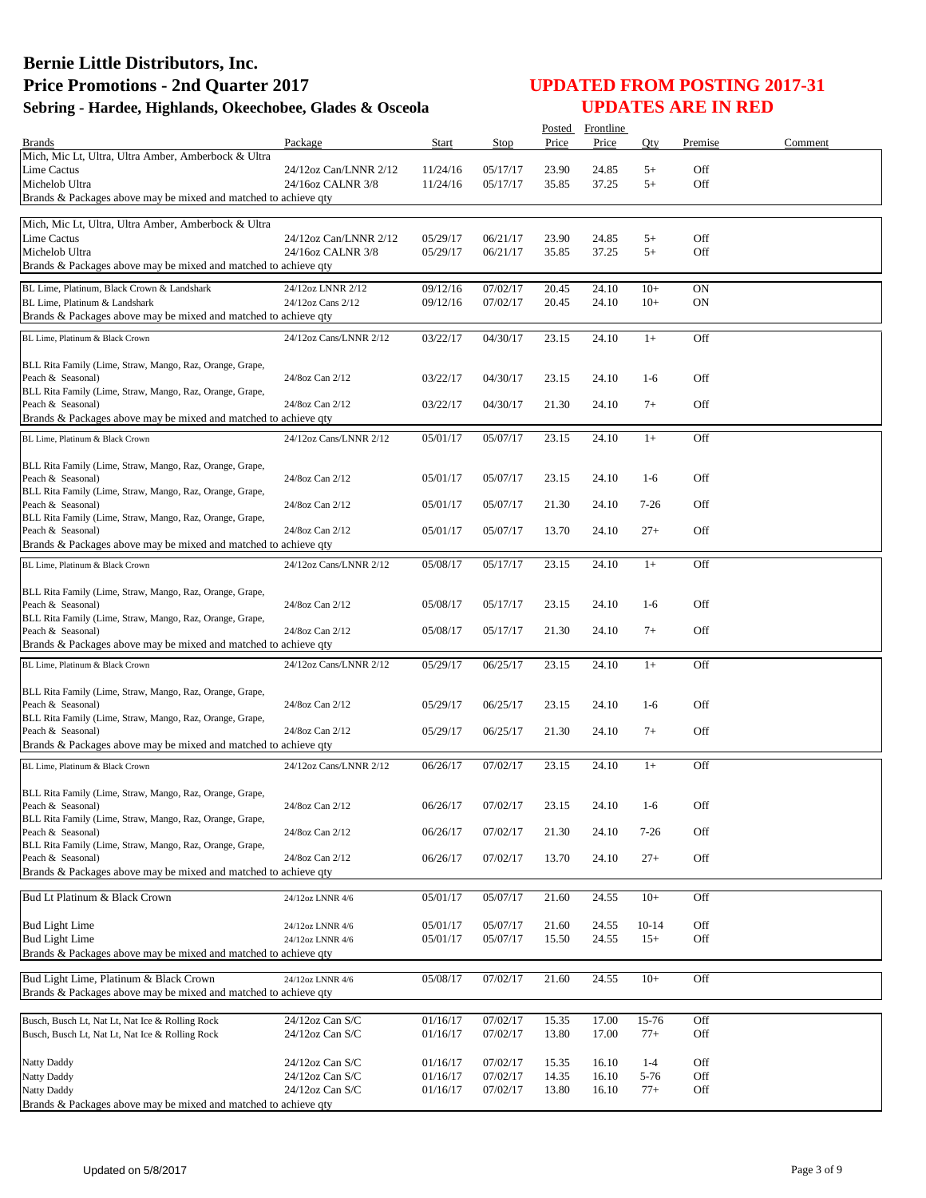# Bernie Little Distributors, Inc.
# Price Promotions - 2nd Quarter 2017
## Sebring - Hardee, Highlands, Okeechobee, Glades & Osceola

## UPDATED FROM POSTING 2017-31
## UPDATES ARE IN RED

| Brands | Package | Start | Stop | Posted Price | Frontline Price | Qty | Premise | Comment |
|---|---|---|---|---|---|---|---|---|
| Mich, Mic Lt, Ultra, Ultra Amber, Amberbock & Ultra Lime Cactus | 24/12oz Can/LNNR 2/12 | 11/24/16 | 05/17/17 | 23.90 | 24.85 | 5+ | Off | |
| Michelob Ultra | 24/16oz CALNR 3/8 | 11/24/16 | 05/17/17 | 35.85 | 37.25 | 5+ | Off | |
| Brands & Packages above may be mixed and matched to achieve qty | | | | | | | | |
| Mich, Mic Lt, Ultra, Ultra Amber, Amberbock & Ultra Lime Cactus | 24/12oz Can/LNNR 2/12 | 05/29/17 | 06/21/17 | 23.90 | 24.85 | 5+ | Off | |
| Michelob Ultra | 24/16oz CALNR 3/8 | 05/29/17 | 06/21/17 | 35.85 | 37.25 | 5+ | Off | |
| Brands & Packages above may be mixed and matched to achieve qty | | | | | | | | |
| BL Lime, Platinum, Black Crown & Landshark | 24/12oz LNNR 2/12 | 09/12/16 | 07/02/17 | 20.45 | 24.10 | 10+ | ON | |
| BL Lime, Platinum & Landshark | 24/12oz Cans 2/12 | 09/12/16 | 07/02/17 | 20.45 | 24.10 | 10+ | ON | |
| Brands & Packages above may be mixed and matched to achieve qty | | | | | | | | |
| BL Lime, Platinum & Black Crown | 24/12oz Cans/LNNR 2/12 | 03/22/17 | 04/30/17 | 23.15 | 24.10 | 1+ | Off | |
| BLL Rita Family (Lime, Straw, Mango, Raz, Orange, Grape, Peach & Seasonal) | 24/8oz Can 2/12 | 03/22/17 | 04/30/17 | 23.15 | 24.10 | 1-6 | Off | |
| BLL Rita Family (Lime, Straw, Mango, Raz, Orange, Grape, Peach & Seasonal) | 24/8oz Can 2/12 | 03/22/17 | 04/30/17 | 21.30 | 24.10 | 7+ | Off | |
| Brands & Packages above may be mixed and matched to achieve qty | | | | | | | | |
| BL Lime, Platinum & Black Crown | 24/12oz Cans/LNNR 2/12 | 05/01/17 | 05/07/17 | 23.15 | 24.10 | 1+ | Off | |
| BLL Rita Family (Lime, Straw, Mango, Raz, Orange, Grape, Peach & Seasonal) | 24/8oz Can 2/12 | 05/01/17 | 05/07/17 | 23.15 | 24.10 | 1-6 | Off | |
| BLL Rita Family (Lime, Straw, Mango, Raz, Orange, Grape, Peach & Seasonal) | 24/8oz Can 2/12 | 05/01/17 | 05/07/17 | 21.30 | 24.10 | 7-26 | Off | |
| BLL Rita Family (Lime, Straw, Mango, Raz, Orange, Grape, Peach & Seasonal) | 24/8oz Can 2/12 | 05/01/17 | 05/07/17 | 13.70 | 24.10 | 27+ | Off | |
| Brands & Packages above may be mixed and matched to achieve qty | | | | | | | | |
| BL Lime, Platinum & Black Crown | 24/12oz Cans/LNNR 2/12 | 05/08/17 | 05/17/17 | 23.15 | 24.10 | 1+ | Off | |
| BLL Rita Family (Lime, Straw, Mango, Raz, Orange, Grape, Peach & Seasonal) | 24/8oz Can 2/12 | 05/08/17 | 05/17/17 | 23.15 | 24.10 | 1-6 | Off | |
| BLL Rita Family (Lime, Straw, Mango, Raz, Orange, Grape, Peach & Seasonal) | 24/8oz Can 2/12 | 05/08/17 | 05/17/17 | 21.30 | 24.10 | 7+ | Off | |
| Brands & Packages above may be mixed and matched to achieve qty | | | | | | | | |
| BL Lime, Platinum & Black Crown | 24/12oz Cans/LNNR 2/12 | 05/29/17 | 06/25/17 | 23.15 | 24.10 | 1+ | Off | |
| BLL Rita Family (Lime, Straw, Mango, Raz, Orange, Grape, Peach & Seasonal) | 24/8oz Can 2/12 | 05/29/17 | 06/25/17 | 23.15 | 24.10 | 1-6 | Off | |
| BLL Rita Family (Lime, Straw, Mango, Raz, Orange, Grape, Peach & Seasonal) | 24/8oz Can 2/12 | 05/29/17 | 06/25/17 | 21.30 | 24.10 | 7+ | Off | |
| Brands & Packages above may be mixed and matched to achieve qty | | | | | | | | |
| BL Lime, Platinum & Black Crown | 24/12oz Cans/LNNR 2/12 | 06/26/17 | 07/02/17 | 23.15 | 24.10 | 1+ | Off | |
| BLL Rita Family (Lime, Straw, Mango, Raz, Orange, Grape, Peach & Seasonal) | 24/8oz Can 2/12 | 06/26/17 | 07/02/17 | 23.15 | 24.10 | 1-6 | Off | |
| BLL Rita Family (Lime, Straw, Mango, Raz, Orange, Grape, Peach & Seasonal) | 24/8oz Can 2/12 | 06/26/17 | 07/02/17 | 21.30 | 24.10 | 7-26 | Off | |
| BLL Rita Family (Lime, Straw, Mango, Raz, Orange, Grape, Peach & Seasonal) | 24/8oz Can 2/12 | 06/26/17 | 07/02/17 | 13.70 | 24.10 | 27+ | Off | |
| Brands & Packages above may be mixed and matched to achieve qty | | | | | | | | |
| Bud Lt Platinum & Black Crown | 24/12oz LNNR 4/6 | 05/01/17 | 05/07/17 | 21.60 | 24.55 | 10+ | Off | |
| Bud Light Lime | 24/12oz LNNR 4/6 | 05/01/17 | 05/07/17 | 21.60 | 24.55 | 10-14 | Off | |
| Bud Light Lime | 24/12oz LNNR 4/6 | 05/01/17 | 05/07/17 | 15.50 | 24.55 | 15+ | Off | |
| Brands & Packages above may be mixed and matched to achieve qty | | | | | | | | |
| Bud Light Lime, Platinum & Black Crown | 24/12oz LNNR 4/6 | 05/08/17 | 07/02/17 | 21.60 | 24.55 | 10+ | Off | |
| Brands & Packages above may be mixed and matched to achieve qty | | | | | | | | |
| Busch, Busch Lt, Nat Lt, Nat Ice & Rolling Rock | 24/12oz Can S/C | 01/16/17 | 07/02/17 | 15.35 | 17.00 | 15-76 | Off | |
| Busch, Busch Lt, Nat Lt, Nat Ice & Rolling Rock | 24/12oz Can S/C | 01/16/17 | 07/02/17 | 13.80 | 17.00 | 77+ | Off | |
| Natty Daddy | 24/12oz Can S/C | 01/16/17 | 07/02/17 | 15.35 | 16.10 | 1-4 | Off | |
| Natty Daddy | 24/12oz Can S/C | 01/16/17 | 07/02/17 | 14.35 | 16.10 | 5-76 | Off | |
| Natty Daddy | 24/12oz Can S/C | 01/16/17 | 07/02/17 | 13.80 | 16.10 | 77+ | Off | |
| Brands & Packages above may be mixed and matched to achieve qty | | | | | | | | |

Updated on 5/8/2017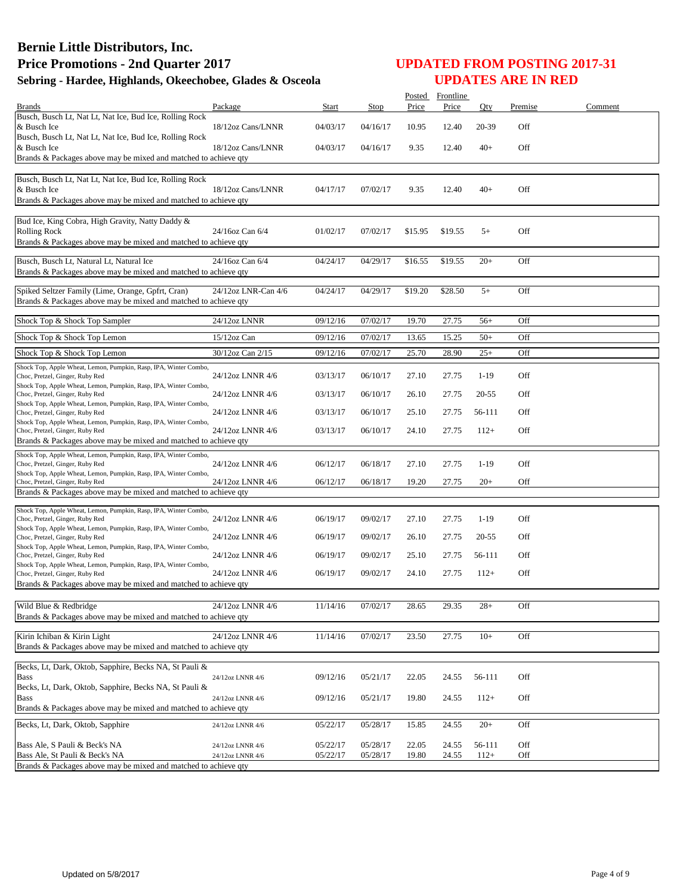# Bernie Little Distributors, Inc.
# Price Promotions - 2nd Quarter 2017
## Sebring - Hardee, Highlands, Okeechobee, Glades & Osceola

## UPDATED FROM POSTING 2017-31
## UPDATES ARE IN RED

| Brands | Package | Start | Stop | Posted Price | Frontline Price | Qty | Premise | Comment |
|---|---|---|---|---|---|---|---|---|
| Busch, Busch Lt, Nat Lt, Nat Ice, Bud Ice, Rolling Rock & Busch Ice | 18/12oz Cans/LNNR | 04/03/17 | 04/16/17 | 10.95 | 12.40 | 20-39 | Off | |
| Busch, Busch Lt, Nat Lt, Nat Ice, Bud Ice, Rolling Rock & Busch Ice | 18/12oz Cans/LNNR | 04/03/17 | 04/16/17 | 9.35 | 12.40 | 40+ | Off | |
| Brands & Packages above may be mixed and matched to achieve qty | | | | | | | | |
| Busch, Busch Lt, Nat Lt, Nat Ice, Bud Ice, Rolling Rock & Busch Ice | 18/12oz Cans/LNNR | 04/17/17 | 07/02/17 | 9.35 | 12.40 | 40+ | Off | |
| Brands & Packages above may be mixed and matched to achieve qty | | | | | | | | |
| Bud Ice, King Cobra, High Gravity, Natty Daddy & Rolling Rock | 24/16oz Can 6/4 | 01/02/17 | 07/02/17 | $15.95 | $19.55 | 5+ | Off | |
| Brands & Packages above may be mixed and matched to achieve qty | | | | | | | | |
| Busch, Busch Lt, Natural Lt, Natural Ice | 24/16oz Can 6/4 | 04/24/17 | 04/29/17 | $16.55 | $19.55 | 20+ | Off | |
| Brands & Packages above may be mixed and matched to achieve qty | | | | | | | | |
| Spiked Seltzer Family (Lime, Orange, Gpfrt, Cran) | 24/12oz LNR-Can 4/6 | 04/24/17 | 04/29/17 | $19.20 | $28.50 | 5+ | Off | |
| Brands & Packages above may be mixed and matched to achieve qty | | | | | | | | |
| Shock Top & Shock Top Sampler | 24/12oz LNNR | 09/12/16 | 07/02/17 | 19.70 | 27.75 | 56+ | Off | |
| Shock Top & Shock Top Lemon | 15/12oz Can | 09/12/16 | 07/02/17 | 13.65 | 15.25 | 50+ | Off | |
| Shock Top & Shock Top Lemon | 30/12oz Can 2/15 | 09/12/16 | 07/02/17 | 25.70 | 28.90 | 25+ | Off | |
| Shock Top, Apple Wheat, Lemon, Pumpkin, Rasp, IPA, Winter Combo, Choc, Pretzel, Ginger, Ruby Red | 24/12oz LNNR 4/6 | 03/13/17 | 06/10/17 | 27.10 | 27.75 | 1-19 | Off | |
| Shock Top, Apple Wheat, Lemon, Pumpkin, Rasp, IPA, Winter Combo, Choc, Pretzel, Ginger, Ruby Red | 24/12oz LNNR 4/6 | 03/13/17 | 06/10/17 | 26.10 | 27.75 | 20-55 | Off | |
| Shock Top, Apple Wheat, Lemon, Pumpkin, Rasp, IPA, Winter Combo, Choc, Pretzel, Ginger, Ruby Red | 24/12oz LNNR 4/6 | 03/13/17 | 06/10/17 | 25.10 | 27.75 | 56-111 | Off | |
| Shock Top, Apple Wheat, Lemon, Pumpkin, Rasp, IPA, Winter Combo, Choc, Pretzel, Ginger, Ruby Red | 24/12oz LNNR 4/6 | 03/13/17 | 06/10/17 | 24.10 | 27.75 | 112+ | Off | |
| Brands & Packages above may be mixed and matched to achieve qty | | | | | | | | |
| Shock Top, Apple Wheat, Lemon, Pumpkin, Rasp, IPA, Winter Combo, Choc, Pretzel, Ginger, Ruby Red | 24/12oz LNNR 4/6 | 06/12/17 | 06/18/17 | 27.10 | 27.75 | 1-19 | Off | |
| Shock Top, Apple Wheat, Lemon, Pumpkin, Rasp, IPA, Winter Combo, Choc, Pretzel, Ginger, Ruby Red | 24/12oz LNNR 4/6 | 06/12/17 | 06/18/17 | 19.20 | 27.75 | 20+ | Off | |
| Brands & Packages above may be mixed and matched to achieve qty | | | | | | | | |
| Shock Top, Apple Wheat, Lemon, Pumpkin, Rasp, IPA, Winter Combo, Choc, Pretzel, Ginger, Ruby Red | 24/12oz LNNR 4/6 | 06/19/17 | 09/02/17 | 27.10 | 27.75 | 1-19 | Off | |
| Shock Top, Apple Wheat, Lemon, Pumpkin, Rasp, IPA, Winter Combo, Choc, Pretzel, Ginger, Ruby Red | 24/12oz LNNR 4/6 | 06/19/17 | 09/02/17 | 26.10 | 27.75 | 20-55 | Off | |
| Shock Top, Apple Wheat, Lemon, Pumpkin, Rasp, IPA, Winter Combo, Choc, Pretzel, Ginger, Ruby Red | 24/12oz LNNR 4/6 | 06/19/17 | 09/02/17 | 25.10 | 27.75 | 56-111 | Off | |
| Shock Top, Apple Wheat, Lemon, Pumpkin, Rasp, IPA, Winter Combo, Choc, Pretzel, Ginger, Ruby Red | 24/12oz LNNR 4/6 | 06/19/17 | 09/02/17 | 24.10 | 27.75 | 112+ | Off | |
| Brands & Packages above may be mixed and matched to achieve qty | | | | | | | | |
| Wild Blue & Redbridge | 24/12oz LNNR 4/6 | 11/14/16 | 07/02/17 | 28.65 | 29.35 | 28+ | Off | |
| Brands & Packages above may be mixed and matched to achieve qty | | | | | | | | |
| Kirin Ichiban & Kirin Light | 24/12oz LNNR 4/6 | 11/14/16 | 07/02/17 | 23.50 | 27.75 | 10+ | Off | |
| Brands & Packages above may be mixed and matched to achieve qty | | | | | | | | |
| Becks, Lt, Dark, Oktob, Sapphire, Becks NA, St Pauli & Bass | 24/12oz LNNR 4/6 | 09/12/16 | 05/21/17 | 22.05 | 24.55 | 56-111 | Off | |
| Becks, Lt, Dark, Oktob, Sapphire, Becks NA, St Pauli & Bass | 24/12oz LNNR 4/6 | 09/12/16 | 05/21/17 | 19.80 | 24.55 | 112+ | Off | |
| Brands & Packages above may be mixed and matched to achieve qty | | | | | | | | |
| Becks, Lt, Dark, Oktob, Sapphire | 24/12oz LNNR 4/6 | 05/22/17 | 05/28/17 | 15.85 | 24.55 | 20+ | Off | |
| Bass Ale, S Pauli & Beck's NA | 24/12oz LNNR 4/6 | 05/22/17 | 05/28/17 | 22.05 | 24.55 | 56-111 | Off | |
| Bass Ale, St Pauli & Beck's NA | 24/12oz LNNR 4/6 | 05/22/17 | 05/28/17 | 19.80 | 24.55 | 112+ | Off | |
| Brands & Packages above may be mixed and matched to achieve qty | | | | | | | | |

Updated on 5/8/2017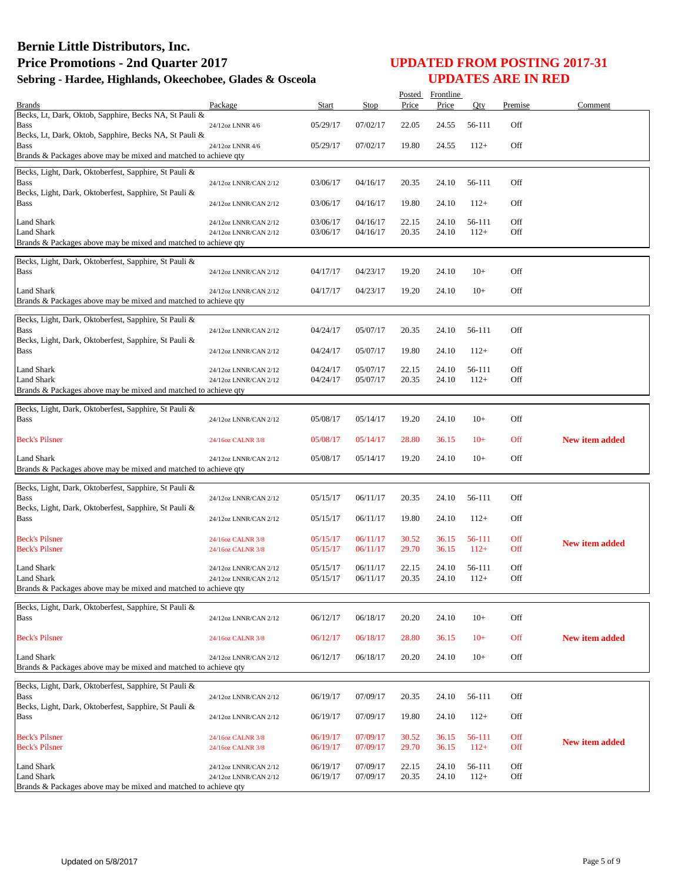# Bernie Little Distributors, Inc.

## Price Promotions - 2nd Quarter 2017

### Sebring - Hardee, Highlands, Okeechobee, Glades & Osceola

**UPDATED FROM POSTING 2017-31**
**UPDATES ARE IN RED**

| Brands | Package | Start | Stop | Posted Price | Frontline Price | Qty | Premise | Comment |
|---|---|---|---|---|---|---|---|---|
| Becks, Lt, Dark, Oktob, Sapphire, Becks NA, St Pauli & Bass | 24/12oz LNNR 4/6 | 05/29/17 | 07/02/17 | 22.05 | 24.55 | 56-111 | Off | |
| Becks, Lt, Dark, Oktob, Sapphire, Becks NA, St Pauli & Bass | 24/12oz LNNR 4/6 | 05/29/17 | 07/02/17 | 19.80 | 24.55 | 112+ | Off | |
| Brands & Packages above may be mixed and matched to achieve qty | | | | | | | | |
| Becks, Light, Dark, Oktoberfest, Sapphire, St Pauli & Bass | 24/12oz LNNR/CAN 2/12 | 03/06/17 | 04/16/17 | 20.35 | 24.10 | 56-111 | Off | |
| Becks, Light, Dark, Oktoberfest, Sapphire, St Pauli & Bass | 24/12oz LNNR/CAN 2/12 | 03/06/17 | 04/16/17 | 19.80 | 24.10 | 112+ | Off | |
| Land Shark | 24/12oz LNNR/CAN 2/12 | 03/06/17 | 04/16/17 | 22.15 | 24.10 | 56-111 | Off | |
| Land Shark | 24/12oz LNNR/CAN 2/12 | 03/06/17 | 04/16/17 | 20.35 | 24.10 | 112+ | Off | |
| Brands & Packages above may be mixed and matched to achieve qty | | | | | | | | |
| Becks, Light, Dark, Oktoberfest, Sapphire, St Pauli & Bass | 24/12oz LNNR/CAN 2/12 | 04/17/17 | 04/23/17 | 19.20 | 24.10 | 10+ | Off | |
| Land Shark | 24/12oz LNNR/CAN 2/12 | 04/17/17 | 04/23/17 | 19.20 | 24.10 | 10+ | Off | |
| Brands & Packages above may be mixed and matched to achieve qty | | | | | | | | |
| Becks, Light, Dark, Oktoberfest, Sapphire, St Pauli & Bass | 24/12oz LNNR/CAN 2/12 | 04/24/17 | 05/07/17 | 20.35 | 24.10 | 56-111 | Off | |
| Becks, Light, Dark, Oktoberfest, Sapphire, St Pauli & Bass | 24/12oz LNNR/CAN 2/12 | 04/24/17 | 05/07/17 | 19.80 | 24.10 | 112+ | Off | |
| Land Shark | 24/12oz LNNR/CAN 2/12 | 04/24/17 | 05/07/17 | 22.15 | 24.10 | 56-111 | Off | |
| Land Shark | 24/12oz LNNR/CAN 2/12 | 04/24/17 | 05/07/17 | 20.35 | 24.10 | 112+ | Off | |
| Brands & Packages above may be mixed and matched to achieve qty | | | | | | | | |
| Becks, Light, Dark, Oktoberfest, Sapphire, St Pauli & Bass | 24/12oz LNNR/CAN 2/12 | 05/08/17 | 05/14/17 | 19.20 | 24.10 | 10+ | Off | |
| Beck's Pilsner | 24/16oz CALNR 3/8 | 05/08/17 | 05/14/17 | 28.80 | 36.15 | 10+ | Off | **New item added** |
| Land Shark | 24/12oz LNNR/CAN 2/12 | 05/08/17 | 05/14/17 | 19.20 | 24.10 | 10+ | Off | |
| Brands & Packages above may be mixed and matched to achieve qty | | | | | | | | |
| Becks, Light, Dark, Oktoberfest, Sapphire, St Pauli & Bass | 24/12oz LNNR/CAN 2/12 | 05/15/17 | 06/11/17 | 20.35 | 24.10 | 56-111 | Off | |
| Becks, Light, Dark, Oktoberfest, Sapphire, St Pauli & Bass | 24/12oz LNNR/CAN 2/12 | 05/15/17 | 06/11/17 | 19.80 | 24.10 | 112+ | Off | |
| Beck's Pilsner | 24/16oz CALNR 3/8 | 05/15/17 | 06/11/17 | 30.52 | 36.15 | 56-111 | Off | **New item added** |
| Beck's Pilsner | 24/16oz CALNR 3/8 | 05/15/17 | 06/11/17 | 29.70 | 36.15 | 112+ | Off | |
| Land Shark | 24/12oz LNNR/CAN 2/12 | 05/15/17 | 06/11/17 | 22.15 | 24.10 | 56-111 | Off | |
| Land Shark | 24/12oz LNNR/CAN 2/12 | 05/15/17 | 06/11/17 | 20.35 | 24.10 | 112+ | Off | |
| Brands & Packages above may be mixed and matched to achieve qty | | | | | | | | |
| Becks, Light, Dark, Oktoberfest, Sapphire, St Pauli & Bass | 24/12oz LNNR/CAN 2/12 | 06/12/17 | 06/18/17 | 20.20 | 24.10 | 10+ | Off | |
| Beck's Pilsner | 24/16oz CALNR 3/8 | 06/12/17 | 06/18/17 | 28.80 | 36.15 | 10+ | Off | **New item added** |
| Land Shark | 24/12oz LNNR/CAN 2/12 | 06/12/17 | 06/18/17 | 20.20 | 24.10 | 10+ | Off | |
| Brands & Packages above may be mixed and matched to achieve qty | | | | | | | | |
| Becks, Light, Dark, Oktoberfest, Sapphire, St Pauli & Bass | 24/12oz LNNR/CAN 2/12 | 06/19/17 | 07/09/17 | 20.35 | 24.10 | 56-111 | Off | |
| Becks, Light, Dark, Oktoberfest, Sapphire, St Pauli & Bass | 24/12oz LNNR/CAN 2/12 | 06/19/17 | 07/09/17 | 19.80 | 24.10 | 112+ | Off | |
| Beck's Pilsner | 24/16oz CALNR 3/8 | 06/19/17 | 07/09/17 | 30.52 | 36.15 | 56-111 | Off | **New item added** |
| Beck's Pilsner | 24/16oz CALNR 3/8 | 06/19/17 | 07/09/17 | 29.70 | 36.15 | 112+ | Off | |
| Land Shark | 24/12oz LNNR/CAN 2/12 | 06/19/17 | 07/09/17 | 22.15 | 24.10 | 56-111 | Off | |
| Land Shark | 24/12oz LNNR/CAN 2/12 | 06/19/17 | 07/09/17 | 20.35 | 24.10 | 112+ | Off | |
| Brands & Packages above may be mixed and matched to achieve qty | | | | | | | | |

Updated on 5/8/2017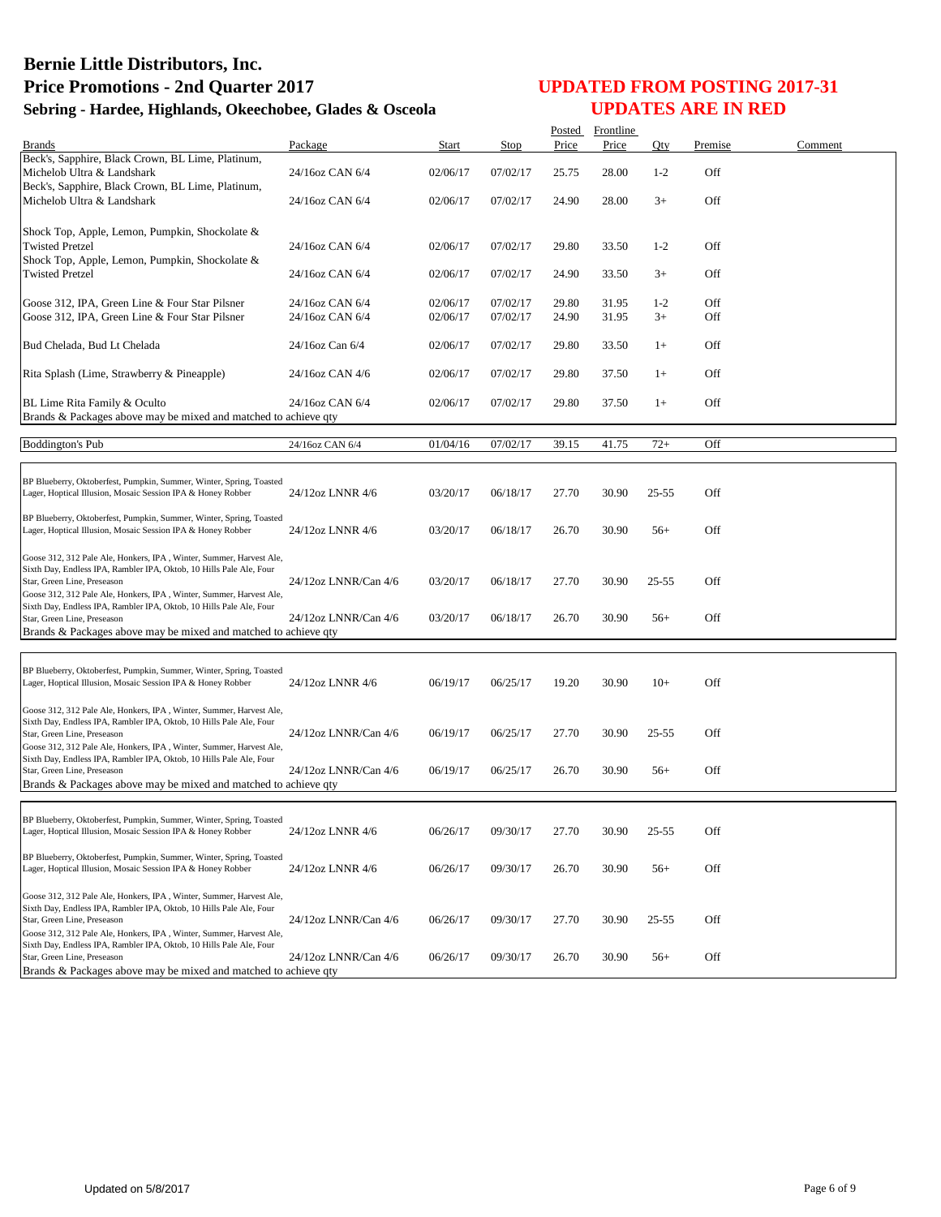# Bernie Little Distributors, Inc.
# Price Promotions - 2nd Quarter 2017
### Sebring - Hardee, Highlands, Okeechobee, Glades & Osceola

## UPDATED FROM POSTING 2017-31
## UPDATES ARE IN RED

| Brands | Package | Start | Stop | Posted Price | Frontline Price | Qty | Premise | Comment |
|---|---|---|---|---|---|---|---|---|
| Beck's, Sapphire, Black Crown, BL Lime, Platinum, Michelob Ultra & Landshark | 24/16oz CAN 6/4 | 02/06/17 | 07/02/17 | 25.75 | 28.00 | 1-2 | Off | |
| Beck's, Sapphire, Black Crown, BL Lime, Platinum, Michelob Ultra & Landshark | 24/16oz CAN 6/4 | 02/06/17 | 07/02/17 | 24.90 | 28.00 | 3+ | Off | |
| Shock Top, Apple, Lemon, Pumpkin, Shockolate & Twisted Pretzel | 24/16oz CAN 6/4 | 02/06/17 | 07/02/17 | 29.80 | 33.50 | 1-2 | Off | |
| Shock Top, Apple, Lemon, Pumpkin, Shockolate & Twisted Pretzel | 24/16oz CAN 6/4 | 02/06/17 | 07/02/17 | 24.90 | 33.50 | 3+ | Off | |
| Goose 312, IPA, Green Line & Four Star Pilsner | 24/16oz CAN 6/4 | 02/06/17 | 07/02/17 | 29.80 | 31.95 | 1-2 | Off | |
| Goose 312, IPA, Green Line & Four Star Pilsner | 24/16oz CAN 6/4 | 02/06/17 | 07/02/17 | 24.90 | 31.95 | 3+ | Off | |
| Bud Chelada, Bud Lt Chelada | 24/16oz Can 6/4 | 02/06/17 | 07/02/17 | 29.80 | 33.50 | 1+ | Off | |
| Rita Splash (Lime, Strawberry & Pineapple) | 24/16oz CAN 4/6 | 02/06/17 | 07/02/17 | 29.80 | 37.50 | 1+ | Off | |
| BL Lime Rita Family & Oculto | 24/16oz CAN 6/4 | 02/06/17 | 07/02/17 | 29.80 | 37.50 | 1+ | Off | |
| Brands & Packages above may be mixed and matched to achieve qty | | | | | | | | |
| Boddington's Pub | 24/16oz CAN 6/4 | 01/04/16 | 07/02/17 | 39.15 | 41.75 | 72+ | Off | |
| BP Blueberry, Oktoberfest, Pumpkin, Summer, Winter, Spring, Toasted Lager, Hoptical Illusion, Mosaic Session IPA & Honey Robber | 24/12oz LNNR 4/6 | 03/20/17 | 06/18/17 | 27.70 | 30.90 | 25-55 | Off | |
| BP Blueberry, Oktoberfest, Pumpkin, Summer, Winter, Spring, Toasted Lager, Hoptical Illusion, Mosaic Session IPA & Honey Robber | 24/12oz LNNR 4/6 | 03/20/17 | 06/18/17 | 26.70 | 30.90 | 56+ | Off | |
| Goose 312, 312 Pale Ale, Honkers, IPA , Winter, Summer, Harvest Ale, Sixth Day, Endless IPA, Rambler IPA, Oktob, 10 Hills Pale Ale, Four Star, Green Line, Preseason | 24/12oz LNNR/Can 4/6 | 03/20/17 | 06/18/17 | 27.70 | 30.90 | 25-55 | Off | |
| Goose 312, 312 Pale Ale, Honkers, IPA , Winter, Summer, Harvest Ale, Sixth Day, Endless IPA, Rambler IPA, Oktob, 10 Hills Pale Ale, Four Star, Green Line, Preseason | 24/12oz LNNR/Can 4/6 | 03/20/17 | 06/18/17 | 26.70 | 30.90 | 56+ | Off | |
| Brands & Packages above may be mixed and matched to achieve qty | | | | | | | | |
| BP Blueberry, Oktoberfest, Pumpkin, Summer, Winter, Spring, Toasted Lager, Hoptical Illusion, Mosaic Session IPA & Honey Robber | 24/12oz LNNR 4/6 | 06/19/17 | 06/25/17 | 19.20 | 30.90 | 10+ | Off | |
| Goose 312, 312 Pale Ale, Honkers, IPA , Winter, Summer, Harvest Ale, Sixth Day, Endless IPA, Rambler IPA, Oktob, 10 Hills Pale Ale, Four Star, Green Line, Preseason | 24/12oz LNNR/Can 4/6 | 06/19/17 | 06/25/17 | 27.70 | 30.90 | 25-55 | Off | |
| Goose 312, 312 Pale Ale, Honkers, IPA , Winter, Summer, Harvest Ale, Sixth Day, Endless IPA, Rambler IPA, Oktob, 10 Hills Pale Ale, Four Star, Green Line, Preseason | 24/12oz LNNR/Can 4/6 | 06/19/17 | 06/25/17 | 26.70 | 30.90 | 56+ | Off | |
| Brands & Packages above may be mixed and matched to achieve qty | | | | | | | | |
| BP Blueberry, Oktoberfest, Pumpkin, Summer, Winter, Spring, Toasted Lager, Hoptical Illusion, Mosaic Session IPA & Honey Robber | 24/12oz LNNR 4/6 | 06/26/17 | 09/30/17 | 27.70 | 30.90 | 25-55 | Off | |
| BP Blueberry, Oktoberfest, Pumpkin, Summer, Winter, Spring, Toasted Lager, Hoptical Illusion, Mosaic Session IPA & Honey Robber | 24/12oz LNNR 4/6 | 06/26/17 | 09/30/17 | 26.70 | 30.90 | 56+ | Off | |
| Goose 312, 312 Pale Ale, Honkers, IPA , Winter, Summer, Harvest Ale, Sixth Day, Endless IPA, Rambler IPA, Oktob, 10 Hills Pale Ale, Four Star, Green Line, Preseason | 24/12oz LNNR/Can 4/6 | 06/26/17 | 09/30/17 | 27.70 | 30.90 | 25-55 | Off | |
| Goose 312, 312 Pale Ale, Honkers, IPA , Winter, Summer, Harvest Ale, Sixth Day, Endless IPA, Rambler IPA, Oktob, 10 Hills Pale Ale, Four Star, Green Line, Preseason | 24/12oz LNNR/Can 4/6 | 06/26/17 | 09/30/17 | 26.70 | 30.90 | 56+ | Off | |
| Brands & Packages above may be mixed and matched to achieve qty | | | | | | | | |

Updated on 5/8/2017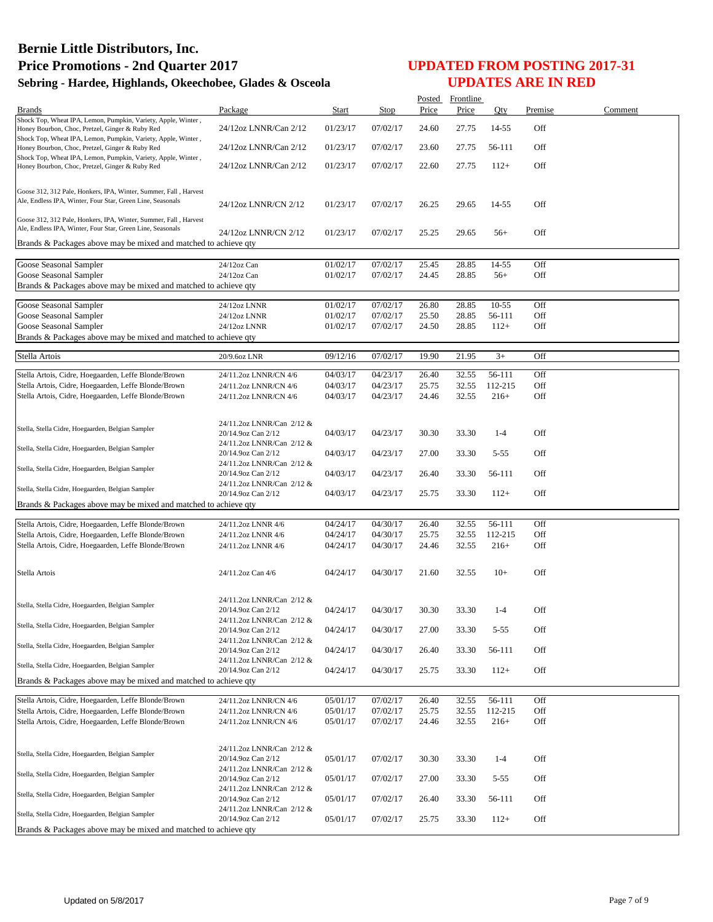# Bernie Little Distributors, Inc.
# Price Promotions - 2nd Quarter 2017
## Sebring - Hardee, Highlands, Okeechobee, Glades & Osceola

## UPDATED FROM POSTING 2017-31
## UPDATES ARE IN RED

| Brands | Package | Start | Stop | Posted Price | Frontline Price | Qty | Premise | Comment |
|---|---|---|---|---|---|---|---|---|
| Shock Top, Wheat IPA, Lemon, Pumpkin, Variety, Apple, Winter, Honey Bourbon, Choc, Pretzel, Ginger & Ruby Red | 24/12oz LNNR/Can 2/12 | 01/23/17 | 07/02/17 | 24.60 | 27.75 | 14-55 | Off | |
| Shock Top, Wheat IPA, Lemon, Pumpkin, Variety, Apple, Winter, Honey Bourbon, Choc, Pretzel, Ginger & Ruby Red | 24/12oz LNNR/Can 2/12 | 01/23/17 | 07/02/17 | 23.60 | 27.75 | 56-111 | Off | |
| Shock Top, Wheat IPA, Lemon, Pumpkin, Variety, Apple, Winter, Honey Bourbon, Choc, Pretzel, Ginger & Ruby Red | 24/12oz LNNR/Can 2/12 | 01/23/17 | 07/02/17 | 22.60 | 27.75 | 112+ | Off | |
| Goose 312, 312 Pale, Honkers, IPA, Winter, Summer, Fall, Harvest Ale, Endless IPA, Winter, Four Star, Green Line, Seasonals | 24/12oz LNNR/CN 2/12 | 01/23/17 | 07/02/17 | 26.25 | 29.65 | 14-55 | Off | |
| Goose 312, 312 Pale, Honkers, IPA, Winter, Summer, Fall, Harvest Ale, Endless IPA, Winter, Four Star, Green Line, Seasonals | 24/12oz LNNR/CN 2/12 | 01/23/17 | 07/02/17 | 25.25 | 29.65 | 56+ | Off | |
| Brands & Packages above may be mixed and matched to achieve qty | | | | | | | | |
| Goose Seasonal Sampler | 24/12oz Can | 01/02/17 | 07/02/17 | 25.45 | 28.85 | 14-55 | Off | |
| Goose Seasonal Sampler | 24/12oz Can | 01/02/17 | 07/02/17 | 24.45 | 28.85 | 56+ | Off | |
| Brands & Packages above may be mixed and matched to achieve qty | | | | | | | | |
| Goose Seasonal Sampler | 24/12oz LNNR | 01/02/17 | 07/02/17 | 26.80 | 28.85 | 10-55 | Off | |
| Goose Seasonal Sampler | 24/12oz LNNR | 01/02/17 | 07/02/17 | 25.50 | 28.85 | 56-111 | Off | |
| Goose Seasonal Sampler | 24/12oz LNNR | 01/02/17 | 07/02/17 | 24.50 | 28.85 | 112+ | Off | |
| Brands & Packages above may be mixed and matched to achieve qty | | | | | | | | |
| Stella Artois | 20/9.6oz LNR | 09/12/16 | 07/02/17 | 19.90 | 21.95 | 3+ | Off | |
| Stella Artois, Cidre, Hoegaarden, Leffe Blonde/Brown | 24/11.2oz LNNR/CN 4/6 | 04/03/17 | 04/23/17 | 26.40 | 32.55 | 56-111 | Off | |
| Stella Artois, Cidre, Hoegaarden, Leffe Blonde/Brown | 24/11.2oz LNNR/CN 4/6 | 04/03/17 | 04/23/17 | 25.75 | 32.55 | 112-215 | Off | |
| Stella Artois, Cidre, Hoegaarden, Leffe Blonde/Brown | 24/11.2oz LNNR/CN 4/6 | 04/03/17 | 04/23/17 | 24.46 | 32.55 | 216+ | Off | |
| Stella, Stella Cidre, Hoegaarden, Belgian Sampler | 24/11.2oz LNNR/Can 2/12 & 20/14.9oz Can 2/12 | 04/03/17 | 04/23/17 | 30.30 | 33.30 | 1-4 | Off | |
| Stella, Stella Cidre, Hoegaarden, Belgian Sampler | 24/11.2oz LNNR/Can 2/12 & 20/14.9oz Can 2/12 | 04/03/17 | 04/23/17 | 27.00 | 33.30 | 5-55 | Off | |
| Stella, Stella Cidre, Hoegaarden, Belgian Sampler | 24/11.2oz LNNR/Can 2/12 & 20/14.9oz Can 2/12 | 04/03/17 | 04/23/17 | 26.40 | 33.30 | 56-111 | Off | |
| Stella, Stella Cidre, Hoegaarden, Belgian Sampler | 24/11.2oz LNNR/Can 2/12 & 20/14.9oz Can 2/12 | 04/03/17 | 04/23/17 | 25.75 | 33.30 | 112+ | Off | |
| Brands & Packages above may be mixed and matched to achieve qty | | | | | | | | |
| Stella Artois, Cidre, Hoegaarden, Leffe Blonde/Brown | 24/11.2oz LNNR 4/6 | 04/24/17 | 04/30/17 | 26.40 | 32.55 | 56-111 | Off | |
| Stella Artois, Cidre, Hoegaarden, Leffe Blonde/Brown | 24/11.2oz LNNR 4/6 | 04/24/17 | 04/30/17 | 25.75 | 32.55 | 112-215 | Off | |
| Stella Artois, Cidre, Hoegaarden, Leffe Blonde/Brown | 24/11.2oz LNNR 4/6 | 04/24/17 | 04/30/17 | 24.46 | 32.55 | 216+ | Off | |
| Stella Artois | 24/11.2oz Can 4/6 | 04/24/17 | 04/30/17 | 21.60 | 32.55 | 10+ | Off | |
| Stella, Stella Cidre, Hoegaarden, Belgian Sampler | 24/11.2oz LNNR/Can 2/12 & 20/14.9oz Can 2/12 | 04/24/17 | 04/30/17 | 30.30 | 33.30 | 1-4 | Off | |
| Stella, Stella Cidre, Hoegaarden, Belgian Sampler | 24/11.2oz LNNR/Can 2/12 & 20/14.9oz Can 2/12 | 04/24/17 | 04/30/17 | 27.00 | 33.30 | 5-55 | Off | |
| Stella, Stella Cidre, Hoegaarden, Belgian Sampler | 24/11.2oz LNNR/Can 2/12 & 20/14.9oz Can 2/12 | 04/24/17 | 04/30/17 | 26.40 | 33.30 | 56-111 | Off | |
| Stella, Stella Cidre, Hoegaarden, Belgian Sampler | 24/11.2oz LNNR/Can 2/12 & 20/14.9oz Can 2/12 | 04/24/17 | 04/30/17 | 25.75 | 33.30 | 112+ | Off | |
| Brands & Packages above may be mixed and matched to achieve qty | | | | | | | | |
| Stella Artois, Cidre, Hoegaarden, Leffe Blonde/Brown | 24/11.2oz LNNR/CN 4/6 | 05/01/17 | 07/02/17 | 26.40 | 32.55 | 56-111 | Off | |
| Stella Artois, Cidre, Hoegaarden, Leffe Blonde/Brown | 24/11.2oz LNNR/CN 4/6 | 05/01/17 | 07/02/17 | 25.75 | 32.55 | 112-215 | Off | |
| Stella Artois, Cidre, Hoegaarden, Leffe Blonde/Brown | 24/11.2oz LNNR/CN 4/6 | 05/01/17 | 07/02/17 | 24.46 | 32.55 | 216+ | Off | |
| Stella, Stella Cidre, Hoegaarden, Belgian Sampler | 24/11.2oz LNNR/Can 2/12 & 20/14.9oz Can 2/12 | 05/01/17 | 07/02/17 | 30.30 | 33.30 | 1-4 | Off | |
| Stella, Stella Cidre, Hoegaarden, Belgian Sampler | 24/11.2oz LNNR/Can 2/12 & 20/14.9oz Can 2/12 | 05/01/17 | 07/02/17 | 27.00 | 33.30 | 5-55 | Off | |
| Stella, Stella Cidre, Hoegaarden, Belgian Sampler | 24/11.2oz LNNR/Can 2/12 & 20/14.9oz Can 2/12 | 05/01/17 | 07/02/17 | 26.40 | 33.30 | 56-111 | Off | |
| Stella, Stella Cidre, Hoegaarden, Belgian Sampler | 24/11.2oz LNNR/Can 2/12 & 20/14.9oz Can 2/12 | 05/01/17 | 07/02/17 | 25.75 | 33.30 | 112+ | Off | |
| Brands & Packages above may be mixed and matched to achieve qty | | | | | | | | |

Updated on 5/8/2017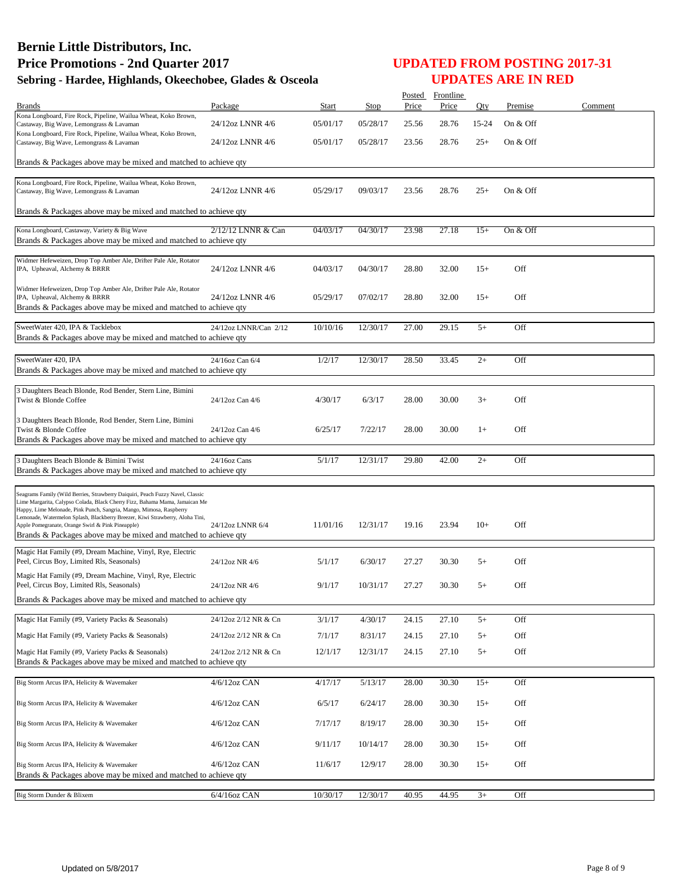# Bernie Little Distributors, Inc.
# Price Promotions - 2nd Quarter 2017
## Sebring - Hardee, Highlands, Okeechobee, Glades & Osceola

## UPDATED FROM POSTING 2017-31
## UPDATES ARE IN RED

| Brands | Package | Start | Stop | Posted Price | Frontline Price | Qty | Premise | Comment |
|---|---|---|---|---|---|---|---|---|
| Kona Longboard, Fire Rock, Pipeline, Wailua Wheat, Koko Brown, Castaway, Big Wave, Lemongrass & Lavaman | 24/12oz LNNR 4/6 | 05/01/17 | 05/28/17 | 25.56 | 28.76 | 15-24 | On & Off | |
| Kona Longboard, Fire Rock, Pipeline, Wailua Wheat, Koko Brown, Castaway, Big Wave, Lemongrass & Lavaman | 24/12oz LNNR 4/6 | 05/01/17 | 05/28/17 | 23.56 | 28.76 | 25+ | On & Off | |
| Brands & Packages above may be mixed and matched to achieve qty | | | | | | | | |
| Kona Longboard, Fire Rock, Pipeline, Wailua Wheat, Koko Brown, Castaway, Big Wave, Lemongrass & Lavaman | 24/12oz LNNR 4/6 | 05/29/17 | 09/03/17 | 23.56 | 28.76 | 25+ | On & Off | |
| Brands & Packages above may be mixed and matched to achieve qty | | | | | | | | |
| Kona Longboard, Castaway, Variety & Big Wave | 2/12/12 LNNR & Can | 04/03/17 | 04/30/17 | 23.98 | 27.18 | 15+ | On & Off | |
| Brands & Packages above may be mixed and matched to achieve qty | | | | | | | | |
| Widmer Hefeweizen, Drop Top Amber Ale, Drifter Pale Ale, Rotator IPA, Upheaval, Alchemy & BRRR | 24/12oz LNNR 4/6 | 04/03/17 | 04/30/17 | 28.80 | 32.00 | 15+ | Off | |
| Widmer Hefeweizen, Drop Top Amber Ale, Drifter Pale Ale, Rotator IPA, Upheaval, Alchemy & BRRR | 24/12oz LNNR 4/6 | 05/29/17 | 07/02/17 | 28.80 | 32.00 | 15+ | Off | |
| Brands & Packages above may be mixed and matched to achieve qty | | | | | | | | |
| SweetWater 420, IPA & Tacklebox | 24/12oz LNNR/Can 2/12 | 10/10/16 | 12/30/17 | 27.00 | 29.15 | 5+ | Off | |
| Brands & Packages above may be mixed and matched to achieve qty | | | | | | | | |
| SweetWater 420, IPA | 24/16oz Can 6/4 | 1/2/17 | 12/30/17 | 28.50 | 33.45 | 2+ | Off | |
| Brands & Packages above may be mixed and matched to achieve qty | | | | | | | | |
| 3 Daughters Beach Blonde, Rod Bender, Stern Line, Bimini Twist & Blonde Coffee | 24/12oz Can 4/6 | 4/30/17 | 6/3/17 | 28.00 | 30.00 | 3+ | Off | |
| 3 Daughters Beach Blonde, Rod Bender, Stern Line, Bimini Twist & Blonde Coffee | 24/12oz Can 4/6 | 6/25/17 | 7/22/17 | 28.00 | 30.00 | 1+ | Off | |
| Brands & Packages above may be mixed and matched to achieve qty | | | | | | | | |
| 3 Daughters Beach Blonde & Bimini Twist | 24/16oz Cans | 5/1/17 | 12/31/17 | 29.80 | 42.00 | 2+ | Off | |
| Brands & Packages above may be mixed and matched to achieve qty | | | | | | | | |
| Seagrams Family (Wild Berries, Strawberry Daiquiri, Peach Fuzzy Navel, Classic Lime Margarita, Calypso Colada, Black Cherry Fizz, Bahama Mama, Jamaican Me Happy, Lime Melonade, Pink Punch, Sangria, Mango, Mimosa, Raspberry Lemonade, Watermelon Splash, Blackberry Breezer, Kiwi Strawberry, Aloha Tini, Apple Pomegranate, Orange Swirl & Pink Pineapple) | 24/12oz LNNR 6/4 | 11/01/16 | 12/31/17 | 19.16 | 23.94 | 10+ | Off | |
| Brands & Packages above may be mixed and matched to achieve qty | | | | | | | | |
| Magic Hat Family (#9, Dream Machine, Vinyl, Rye, Electric Peel, Circus Boy, Limited Rls, Seasonals) | 24/12oz NR 4/6 | 5/1/17 | 6/30/17 | 27.27 | 30.30 | 5+ | Off | |
| Magic Hat Family (#9, Dream Machine, Vinyl, Rye, Electric Peel, Circus Boy, Limited Rls, Seasonals) | 24/12oz NR 4/6 | 9/1/17 | 10/31/17 | 27.27 | 30.30 | 5+ | Off | |
| Brands & Packages above may be mixed and matched to achieve qty | | | | | | | | |
| Magic Hat Family (#9, Variety Packs & Seasonals) | 24/12oz 2/12 NR & Cn | 3/1/17 | 4/30/17 | 24.15 | 27.10 | 5+ | Off | |
| Magic Hat Family (#9, Variety Packs & Seasonals) | 24/12oz 2/12 NR & Cn | 7/1/17 | 8/31/17 | 24.15 | 27.10 | 5+ | Off | |
| Magic Hat Family (#9, Variety Packs & Seasonals) | 24/12oz 2/12 NR & Cn | 12/1/17 | 12/31/17 | 24.15 | 27.10 | 5+ | Off | |
| Brands & Packages above may be mixed and matched to achieve qty | | | | | | | | |
| Big Storm Arcus IPA, Helicity & Wavemaker | 4/6/12oz CAN | 4/17/17 | 5/13/17 | 28.00 | 30.30 | 15+ | Off | |
| Big Storm Arcus IPA, Helicity & Wavemaker | 4/6/12oz CAN | 6/5/17 | 6/24/17 | 28.00 | 30.30 | 15+ | Off | |
| Big Storm Arcus IPA, Helicity & Wavemaker | 4/6/12oz CAN | 7/17/17 | 8/19/17 | 28.00 | 30.30 | 15+ | Off | |
| Big Storm Arcus IPA, Helicity & Wavemaker | 4/6/12oz CAN | 9/11/17 | 10/14/17 | 28.00 | 30.30 | 15+ | Off | |
| Big Storm Arcus IPA, Helicity & Wavemaker | 4/6/12oz CAN | 11/6/17 | 12/9/17 | 28.00 | 30.30 | 15+ | Off | |
| Brands & Packages above may be mixed and matched to achieve qty | | | | | | | | |
| Big Storm Dunder & Blixem | 6/4/16oz CAN | 10/30/17 | 12/30/17 | 40.95 | 44.95 | 3+ | Off | |

Updated on 5/8/2017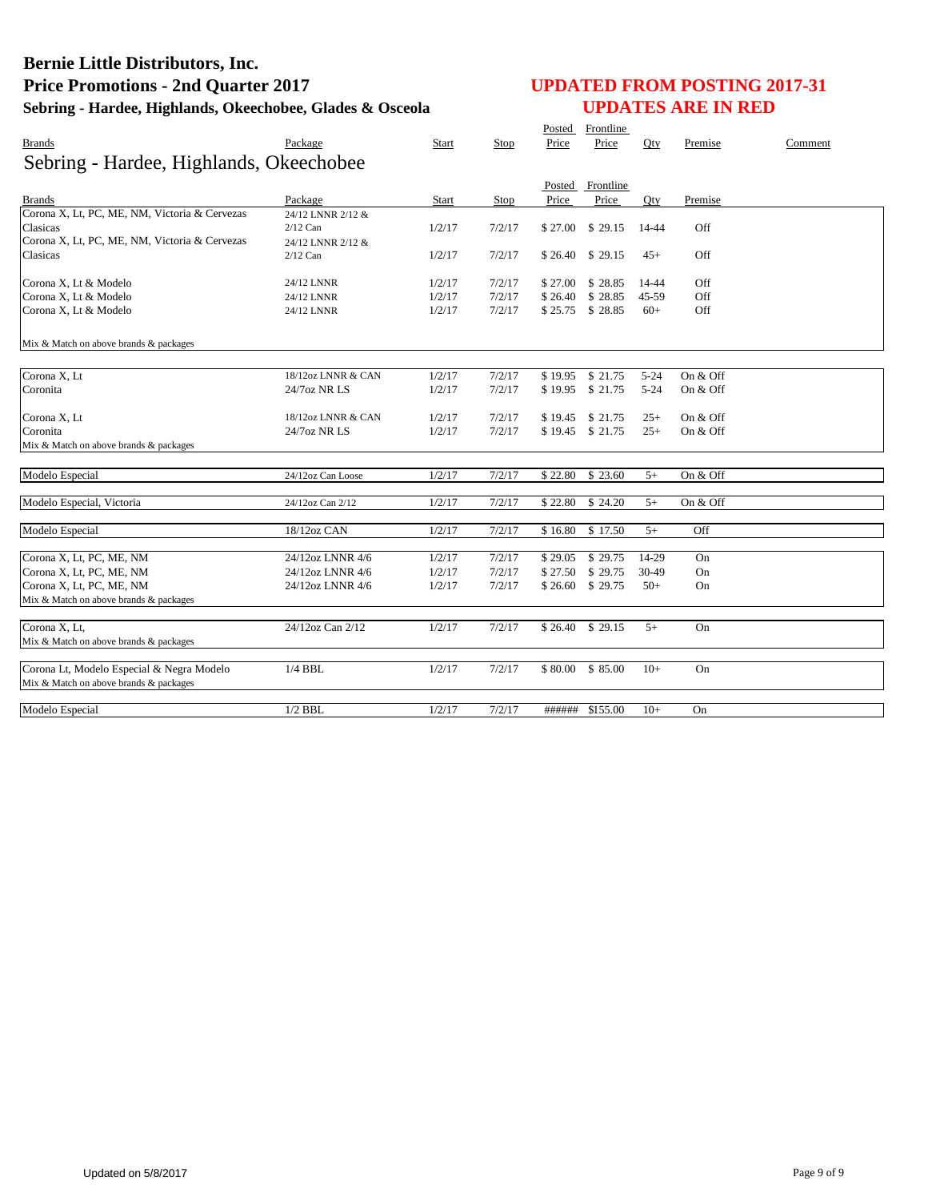# Bernie Little Distributors, Inc.
# Price Promotions - 2nd Quarter 2017
### Sebring - Hardee, Highlands, Okeechobee, Glades & Osceola

**UPDATED FROM POSTING 2017-31**
**UPDATES ARE IN RED**

| Brands | Package | Start | Stop | Posted Price | Frontline Price | Qty | Premise | Comment |
|---|---|---|---|---|---|---|---|---|

## Sebring - Hardee, Highlands, Okeechobee

| Brands | Package | Start | Stop | Posted Price | Frontline Price | Qty | Premise |
|---|---|---|---|---|---|---|---|
| Corona X, Lt, PC, ME, NM, Victoria & Cervezas Clasicas | 24/12 LNNR 2/12 & 2/12 Can | 1/2/17 | 7/2/17 | $ 27.00 | $ 29.15 | 14-44 | Off |
| Corona X, Lt, PC, ME, NM, Victoria & Cervezas Clasicas | 24/12 LNNR 2/12 & 2/12 Can | 1/2/17 | 7/2/17 | $ 26.40 | $ 29.15 | 45+ | Off |
| Corona X, Lt & Modelo | 24/12 LNNR | 1/2/17 | 7/2/17 | $ 27.00 | $ 28.85 | 14-44 | Off |
| Corona X, Lt & Modelo | 24/12 LNNR | 1/2/17 | 7/2/17 | $ 26.40 | $ 28.85 | 45-59 | Off |
| Corona X, Lt & Modelo | 24/12 LNNR | 1/2/17 | 7/2/17 | $ 25.75 | $ 28.85 | 60+ | Off |
| Mix & Match on above brands & packages | | | | | | | |
| Corona X, Lt | 18/12oz LNNR & CAN | 1/2/17 | 7/2/17 | $ 19.95 | $ 21.75 | 5-24 | On & Off |
| Coronita | 24/7oz NR LS | 1/2/17 | 7/2/17 | $ 19.95 | $ 21.75 | 5-24 | On & Off |
| Corona X, Lt | 18/12oz LNNR & CAN | 1/2/17 | 7/2/17 | $ 19.45 | $ 21.75 | 25+ | On & Off |
| Coronita | 24/7oz NR LS | 1/2/17 | 7/2/17 | $ 19.45 | $ 21.75 | 25+ | On & Off |
| Mix & Match on above brands & packages | | | | | | | |
| Modelo Especial | 24/12oz Can Loose | 1/2/17 | 7/2/17 | $ 22.80 | $ 23.60 | 5+ | On & Off |
| Modelo Especial, Victoria | 24/12oz Can 2/12 | 1/2/17 | 7/2/17 | $ 22.80 | $ 24.20 | 5+ | On & Off |
| Modelo Especial | 18/12oz CAN | 1/2/17 | 7/2/17 | $ 16.80 | $ 17.50 | 5+ | Off |
| Corona X, Lt, PC, ME, NM | 24/12oz LNNR 4/6 | 1/2/17 | 7/2/17 | $ 29.05 | $ 29.75 | 14-29 | On |
| Corona X, Lt, PC, ME, NM | 24/12oz LNNR 4/6 | 1/2/17 | 7/2/17 | $ 27.50 | $ 29.75 | 30-49 | On |
| Corona X, Lt, PC, ME, NM | 24/12oz LNNR 4/6 | 1/2/17 | 7/2/17 | $ 26.60 | $ 29.75 | 50+ | On |
| Mix & Match on above brands & packages | | | | | | | |
| Corona X, Lt, | 24/12oz Can 2/12 | 1/2/17 | 7/2/17 | $ 26.40 | $ 29.15 | 5+ | On |
| Mix & Match on above brands & packages | | | | | | | |
| Corona Lt, Modelo Especial & Negra Modelo | 1/4 BBL | 1/2/17 | 7/2/17 | $ 80.00 | $ 85.00 | 10+ | On |
| Mix & Match on above brands & packages | | | | | | | |
| Modelo Especial | 1/2 BBL | 1/2/17 | 7/2/17 | ###### | $155.00 | 10+ | On |

Updated on 5/8/2017